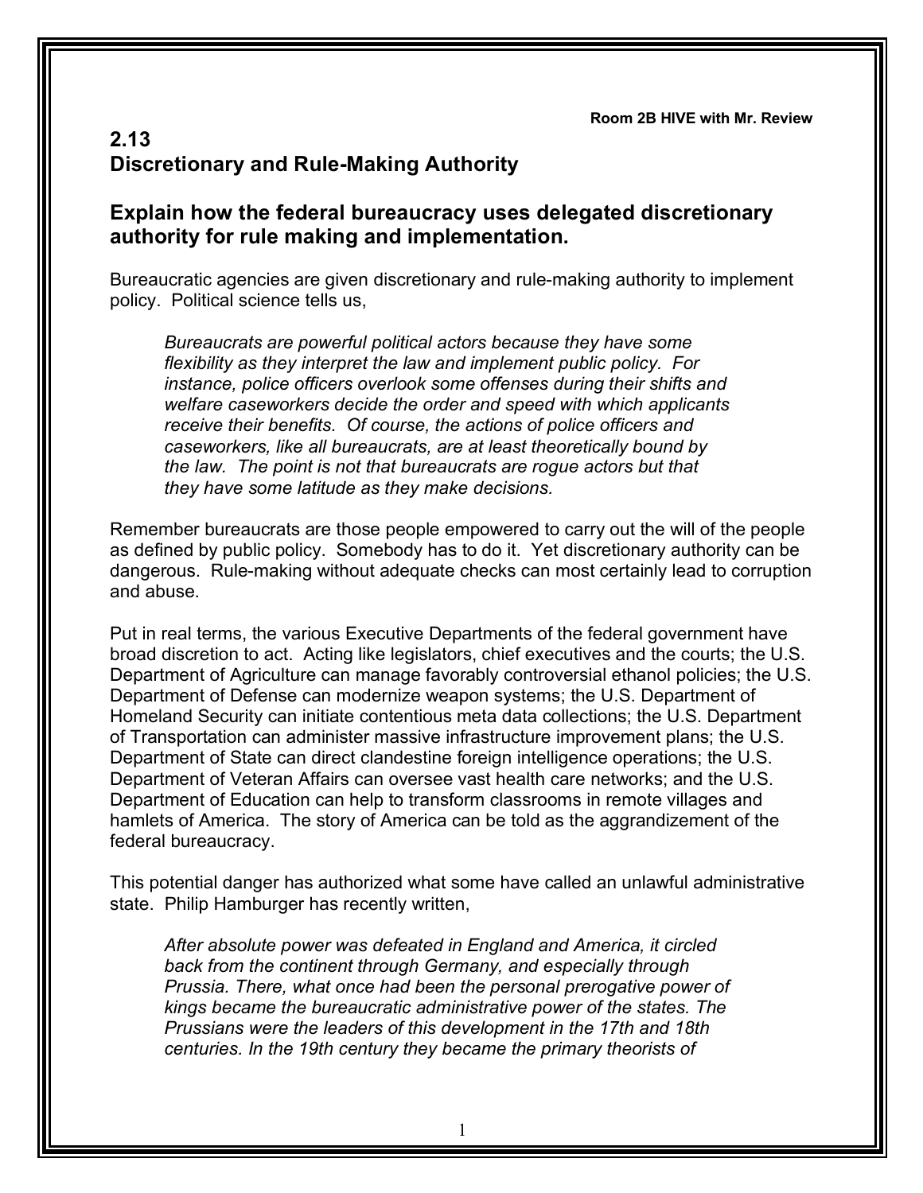**Room 2B HIVE with Mr. Review**

# 2.13
# Discretionary and Rule-Making Authority

## Explain how the federal bureaucracy uses delegated discretionary authority for rule making and implementation.

Bureaucratic agencies are given discretionary and rule-making authority to implement policy. Political science tells us,

> *Bureaucrats are powerful political actors because they have some flexibility as they interpret the law and implement public policy. For instance, police officers overlook some offenses during their shifts and welfare caseworkers decide the order and speed with which applicants receive their benefits. Of course, the actions of police officers and caseworkers, like all bureaucrats, are at least theoretically bound by the law. The point is not that bureaucrats are rogue actors but that they have some latitude as they make decisions.*

Remember bureaucrats are those people empowered to carry out the will of the people as defined by public policy. Somebody has to do it. Yet discretionary authority can be dangerous. Rule-making without adequate checks can most certainly lead to corruption and abuse.

Put in real terms, the various Executive Departments of the federal government have broad discretion to act. Acting like legislators, chief executives and the courts; the U.S. Department of Agriculture can manage favorably controversial ethanol policies; the U.S. Department of Defense can modernize weapon systems; the U.S. Department of Homeland Security can initiate contentious meta data collections; the U.S. Department of Transportation can administer massive infrastructure improvement plans; the U.S. Department of State can direct clandestine foreign intelligence operations; the U.S. Department of Veteran Affairs can oversee vast health care networks; and the U.S. Department of Education can help to transform classrooms in remote villages and hamlets of America. The story of America can be told as the aggrandizement of the federal bureaucracy.

This potential danger has authorized what some have called an unlawful administrative state. Philip Hamburger has recently written,

> *After absolute power was defeated in England and America, it circled back from the continent through Germany, and especially through Prussia. There, what once had been the personal prerogative power of kings became the bureaucratic administrative power of the states. The Prussians were the leaders of this development in the 17th and 18th centuries. In the 19th century they became the primary theorists of*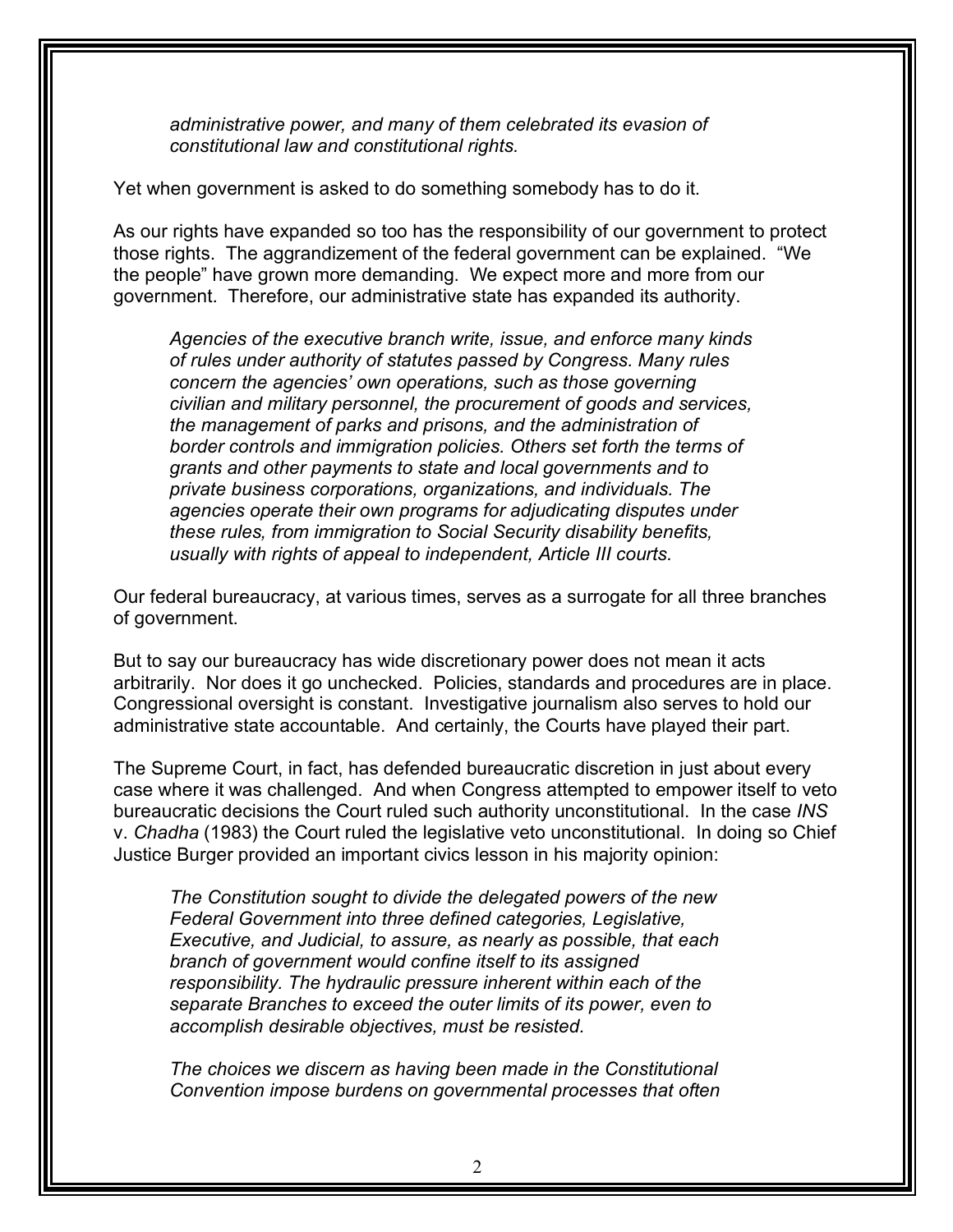*administrative power, and many of them celebrated its evasion of constitutional law and constitutional rights.*

Yet when government is asked to do something somebody has to do it.

As our rights have expanded so too has the responsibility of our government to protect those rights. The aggrandizement of the federal government can be explained. "We the people" have grown more demanding. We expect more and more from our government. Therefore, our administrative state has expanded its authority.

> *Agencies of the executive branch write, issue, and enforce many kinds of rules under authority of statutes passed by Congress. Many rules concern the agencies' own operations, such as those governing civilian and military personnel, the procurement of goods and services, the management of parks and prisons, and the administration of border controls and immigration policies. Others set forth the terms of grants and other payments to state and local governments and to private business corporations, organizations, and individuals. The agencies operate their own programs for adjudicating disputes under these rules, from immigration to Social Security disability benefits, usually with rights of appeal to independent, Article III courts.*

Our federal bureaucracy, at various times, serves as a surrogate for all three branches of government.

But to say our bureaucracy has wide discretionary power does not mean it acts arbitrarily. Nor does it go unchecked. Policies, standards and procedures are in place. Congressional oversight is constant. Investigative journalism also serves to hold our administrative state accountable. And certainly, the Courts have played their part.

The Supreme Court, in fact, has defended bureaucratic discretion in just about every case where it was challenged. And when Congress attempted to empower itself to veto bureaucratic decisions the Court ruled such authority unconstitutional. In the case *INS* v. *Chadha* (1983) the Court ruled the legislative veto unconstitutional. In doing so Chief Justice Burger provided an important civics lesson in his majority opinion:

> *The Constitution sought to divide the delegated powers of the new Federal Government into three defined categories, Legislative, Executive, and Judicial, to assure, as nearly as possible, that each branch of government would confine itself to its assigned responsibility. The hydraulic pressure inherent within each of the separate Branches to exceed the outer limits of its power, even to accomplish desirable objectives, must be resisted.*
>
> *The choices we discern as having been made in the Constitutional Convention impose burdens on governmental processes that often*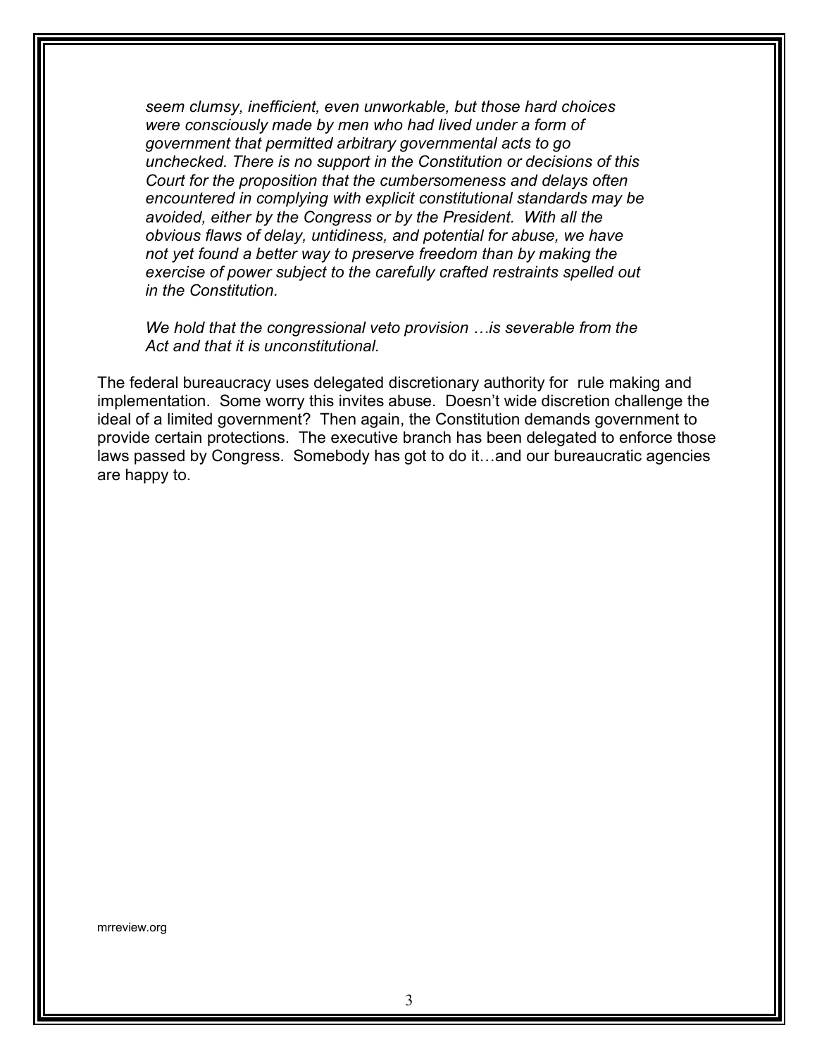*seem clumsy, inefficient, even unworkable, but those hard choices were consciously made by men who had lived under a form of government that permitted arbitrary governmental acts to go unchecked. There is no support in the Constitution or decisions of this Court for the proposition that the cumbersomeness and delays often encountered in complying with explicit constitutional standards may be avoided, either by the Congress or by the President. With all the obvious flaws of delay, untidiness, and potential for abuse, we have not yet found a better way to preserve freedom than by making the exercise of power subject to the carefully crafted restraints spelled out in the Constitution.*

*We hold that the congressional veto provision …is severable from the Act and that it is unconstitutional.*

The federal bureaucracy uses delegated discretionary authority for rule making and implementation. Some worry this invites abuse. Doesn't wide discretion challenge the ideal of a limited government? Then again, the Constitution demands government to provide certain protections. The executive branch has been delegated to enforce those laws passed by Congress. Somebody has got to do it…and our bureaucratic agencies are happy to.

mrreview.org